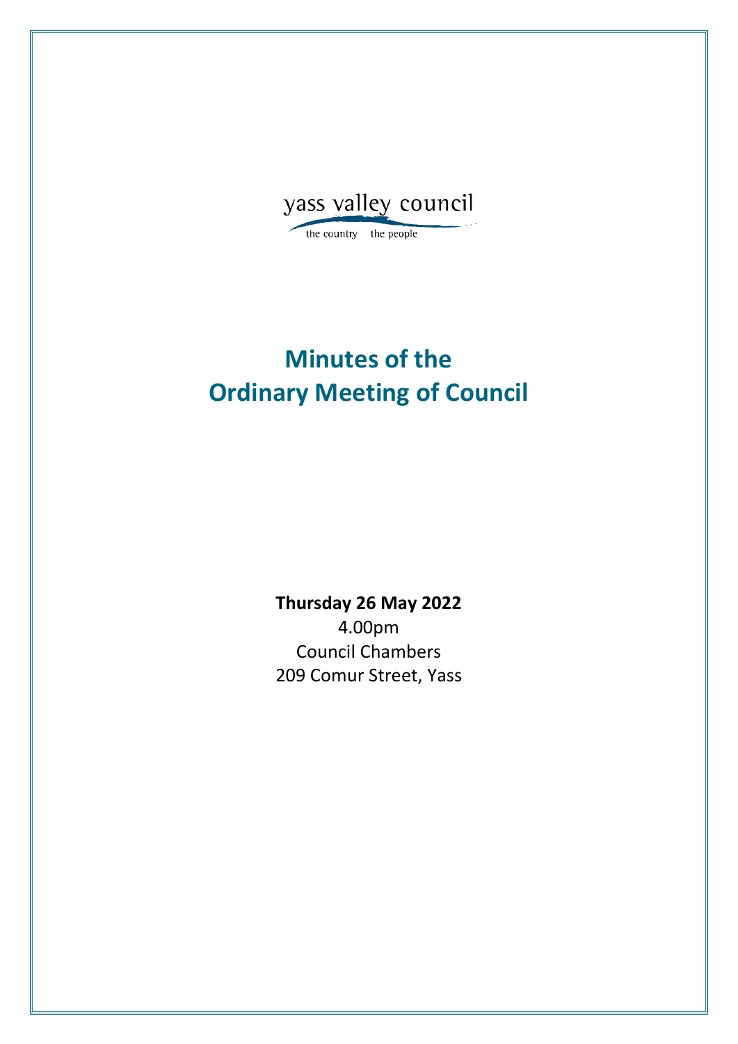yass valley council

the country the people

# Minutes of the Ordinary Meeting of Council

**Thursday 26 May 2022**

4.00pm

Council Chambers

209 Comur Street, Yass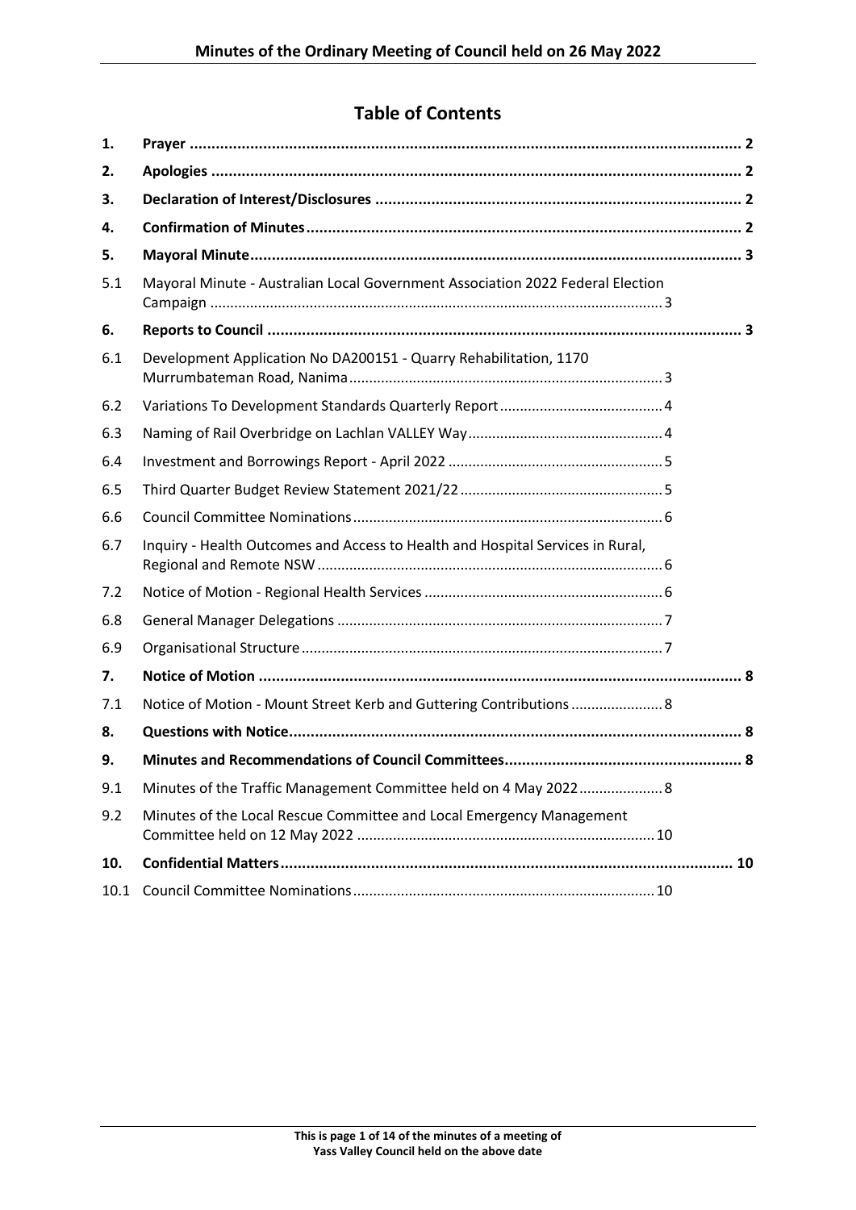## Table of Contents

| | | |
|---|---|---|
| **1.** | **Prayer** | **2** |
| **2.** | **Apologies** | **2** |
| **3.** | **Declaration of Interest/Disclosures** | **2** |
| **4.** | **Confirmation of Minutes** | **2** |
| **5.** | **Mayoral Minute** | **3** |
| 5.1 | Mayoral Minute - Australian Local Government Association 2022 Federal Election Campaign | 3 |
| **6.** | **Reports to Council** | **3** |
| 6.1 | Development Application No DA200151 - Quarry Rehabilitation, 1170 Murrumbateman Road, Nanima | 3 |
| 6.2 | Variations To Development Standards Quarterly Report | 4 |
| 6.3 | Naming of Rail Overbridge on Lachlan VALLEY Way | 4 |
| 6.4 | Investment and Borrowings Report - April 2022 | 5 |
| 6.5 | Third Quarter Budget Review Statement 2021/22 | 5 |
| 6.6 | Council Committee Nominations | 6 |
| 6.7 | Inquiry - Health Outcomes and Access to Health and Hospital Services in Rural, Regional and Remote NSW | 6 |
| 7.2 | Notice of Motion - Regional Health Services | 6 |
| 6.8 | General Manager Delegations | 7 |
| 6.9 | Organisational Structure | 7 |
| **7.** | **Notice of Motion** | **8** |
| 7.1 | Notice of Motion - Mount Street Kerb and Guttering Contributions | 8 |
| **8.** | **Questions with Notice** | **8** |
| **9.** | **Minutes and Recommendations of Council Committees** | **8** |
| 9.1 | Minutes of the Traffic Management Committee held on 4 May 2022 | 8 |
| 9.2 | Minutes of the Local Rescue Committee and Local Emergency Management Committee held on 12 May 2022 | 10 |
| **10.** | **Confidential Matters** | **10** |
| 10.1 | Council Committee Nominations | 10 |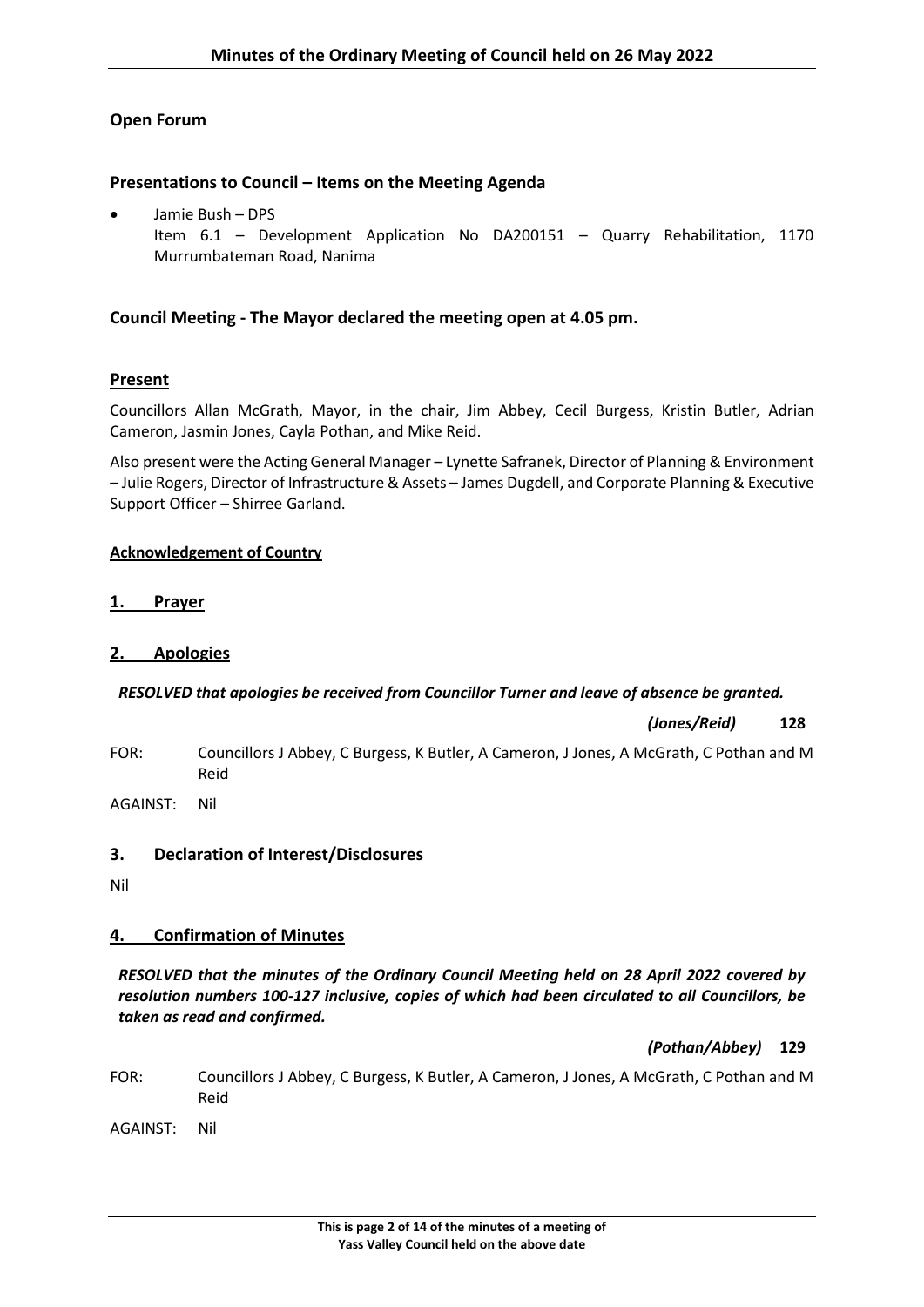## Open Forum

### Presentations to Council – Items on the Meeting Agenda

- Jamie Bush – DPS
  Item 6.1 – Development Application No DA200151 – Quarry Rehabilitation, 1170 Murrumbateman Road, Nanima

### Council Meeting - The Mayor declared the meeting open at 4.05 pm.

### Present

Councillors Allan McGrath, Mayor, in the chair, Jim Abbey, Cecil Burgess, Kristin Butler, Adrian Cameron, Jasmin Jones, Cayla Pothan, and Mike Reid.

Also present were the Acting General Manager – Lynette Safranek, Director of Planning & Environment – Julie Rogers, Director of Infrastructure & Assets – James Dugdell, and Corporate Planning & Executive Support Officer – Shirree Garland.

**Acknowledgement of Country**

## 1. Prayer

## 2. Apologies

***RESOLVED that apologies be received from Councillor Turner and leave of absence be granted.***

***(Jones/Reid)*** **128**

FOR: Councillors J Abbey, C Burgess, K Butler, A Cameron, J Jones, A McGrath, C Pothan and M Reid

AGAINST: Nil

## 3. Declaration of Interest/Disclosures

Nil

## 4. Confirmation of Minutes

***RESOLVED that the minutes of the Ordinary Council Meeting held on 28 April 2022 covered by resolution numbers 100-127 inclusive, copies of which had been circulated to all Councillors, be taken as read and confirmed.***

***(Pothan/Abbey)*** **129**

FOR: Councillors J Abbey, C Burgess, K Butler, A Cameron, J Jones, A McGrath, C Pothan and M Reid

AGAINST: Nil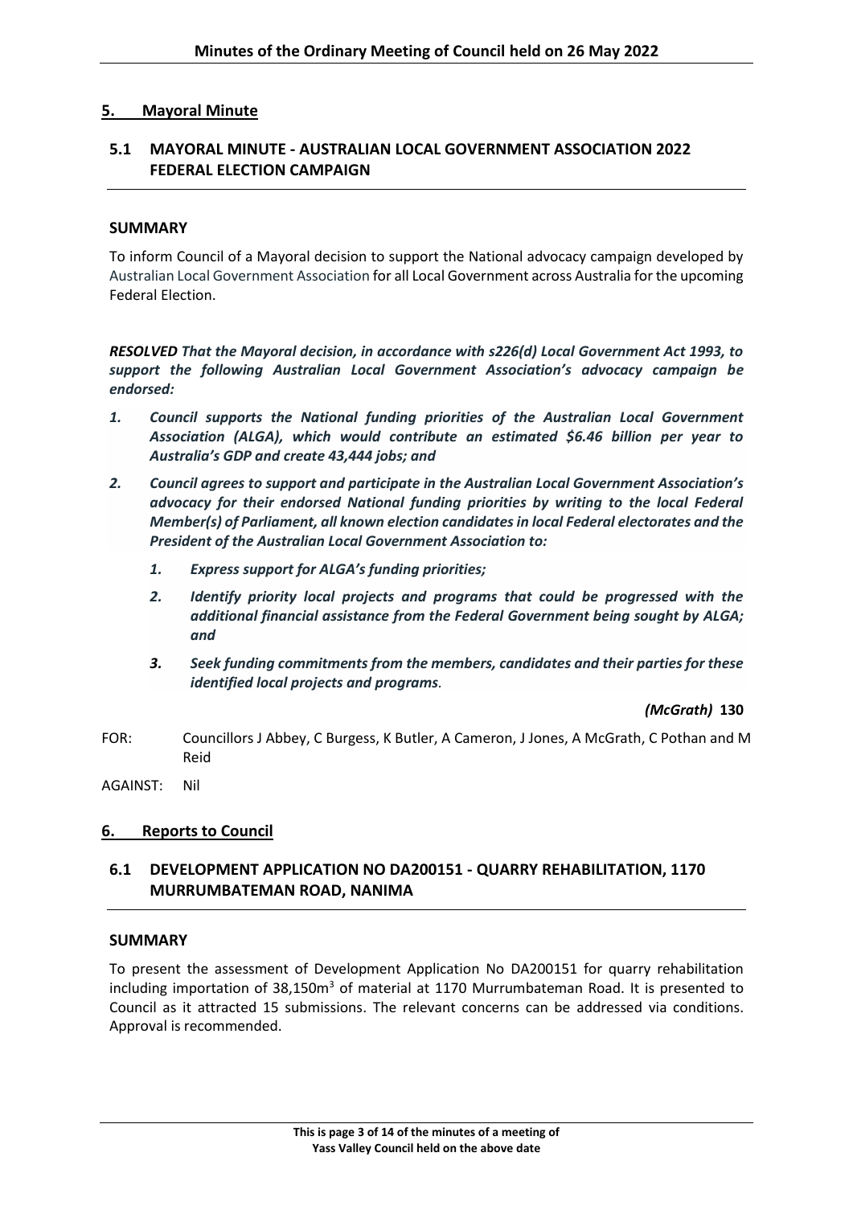## 5. Mayoral Minute

### 5.1 MAYORAL MINUTE - AUSTRALIAN LOCAL GOVERNMENT ASSOCIATION 2022 FEDERAL ELECTION CAMPAIGN

#### SUMMARY

To inform Council of a Mayoral decision to support the National advocacy campaign developed by Australian Local Government Association for all Local Government across Australia for the upcoming Federal Election.

***RESOLVED** That the Mayoral decision, in accordance with s226(d) Local Government Act 1993, to support the following Australian Local Government Association's advocacy campaign be endorsed:*

1. ***Council supports the National funding priorities of the Australian Local Government Association (ALGA), which would contribute an estimated $6.46 billion per year to Australia's GDP and create 43,444 jobs; and***
2. ***Council agrees to support and participate in the Australian Local Government Association's advocacy for their endorsed National funding priorities by writing to the local Federal Member(s) of Parliament, all known election candidates in local Federal electorates and the President of the Australian Local Government Association to:***
   1. ***Express support for ALGA's funding priorities;***
   2. ***Identify priority local projects and programs that could be progressed with the additional financial assistance from the Federal Government being sought by ALGA; and***
   3. ***Seek funding commitments from the members, candidates and their parties for these identified local projects and programs.***

***(McGrath)* 130**

FOR: Councillors J Abbey, C Burgess, K Butler, A Cameron, J Jones, A McGrath, C Pothan and M Reid

AGAINST: Nil

## 6. Reports to Council

### 6.1 DEVELOPMENT APPLICATION NO DA200151 - QUARRY REHABILITATION, 1170 MURRUMBATEMAN ROAD, NANIMA

#### SUMMARY

To present the assessment of Development Application No DA200151 for quarry rehabilitation including importation of 38,150m$^3$ of material at 1170 Murrumbateman Road. It is presented to Council as it attracted 15 submissions. The relevant concerns can be addressed via conditions. Approval is recommended.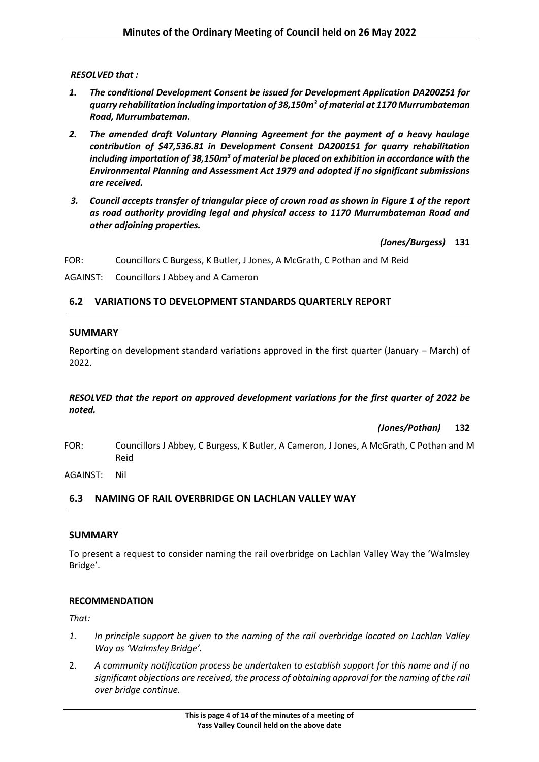***RESOLVED that :***

1. ***The conditional Development Consent be issued for Development Application DA200251 for quarry rehabilitation including importation of 38,150m$^3$ of material at 1170 Murrumbateman Road, Murrumbateman.***
2. ***The amended draft Voluntary Planning Agreement for the payment of a heavy haulage contribution of $47,536.81 in Development Consent DA200151 for quarry rehabilitation including importation of 38,150m$^3$ of material be placed on exhibition in accordance with the Environmental Planning and Assessment Act 1979 and adopted if no significant submissions are received.***
3. ***Council accepts transfer of triangular piece of crown road as shown in Figure 1 of the report as road authority providing legal and physical access to 1170 Murrumbateman Road and other adjoining properties.***

***(Jones/Burgess)*** **131**

FOR: Councillors C Burgess, K Butler, J Jones, A McGrath, C Pothan and M Reid

AGAINST: Councillors J Abbey and A Cameron

## 6.2 VARIATIONS TO DEVELOPMENT STANDARDS QUARTERLY REPORT

### SUMMARY

Reporting on development standard variations approved in the first quarter (January – March) of 2022.

***RESOLVED that the report on approved development variations for the first quarter of 2022 be noted.***

***(Jones/Pothan)*** **132**

FOR: Councillors J Abbey, C Burgess, K Butler, A Cameron, J Jones, A McGrath, C Pothan and M Reid

AGAINST: Nil

## 6.3 NAMING OF RAIL OVERBRIDGE ON LACHLAN VALLEY WAY

### SUMMARY

To present a request to consider naming the rail overbridge on Lachlan Valley Way the 'Walmsley Bridge'.

**RECOMMENDATION**

*That:*

1. *In principle support be given to the naming of the rail overbridge located on Lachlan Valley Way as 'Walmsley Bridge'.*
2. *A community notification process be undertaken to establish support for this name and if no significant objections are received, the process of obtaining approval for the naming of the rail over bridge continue.*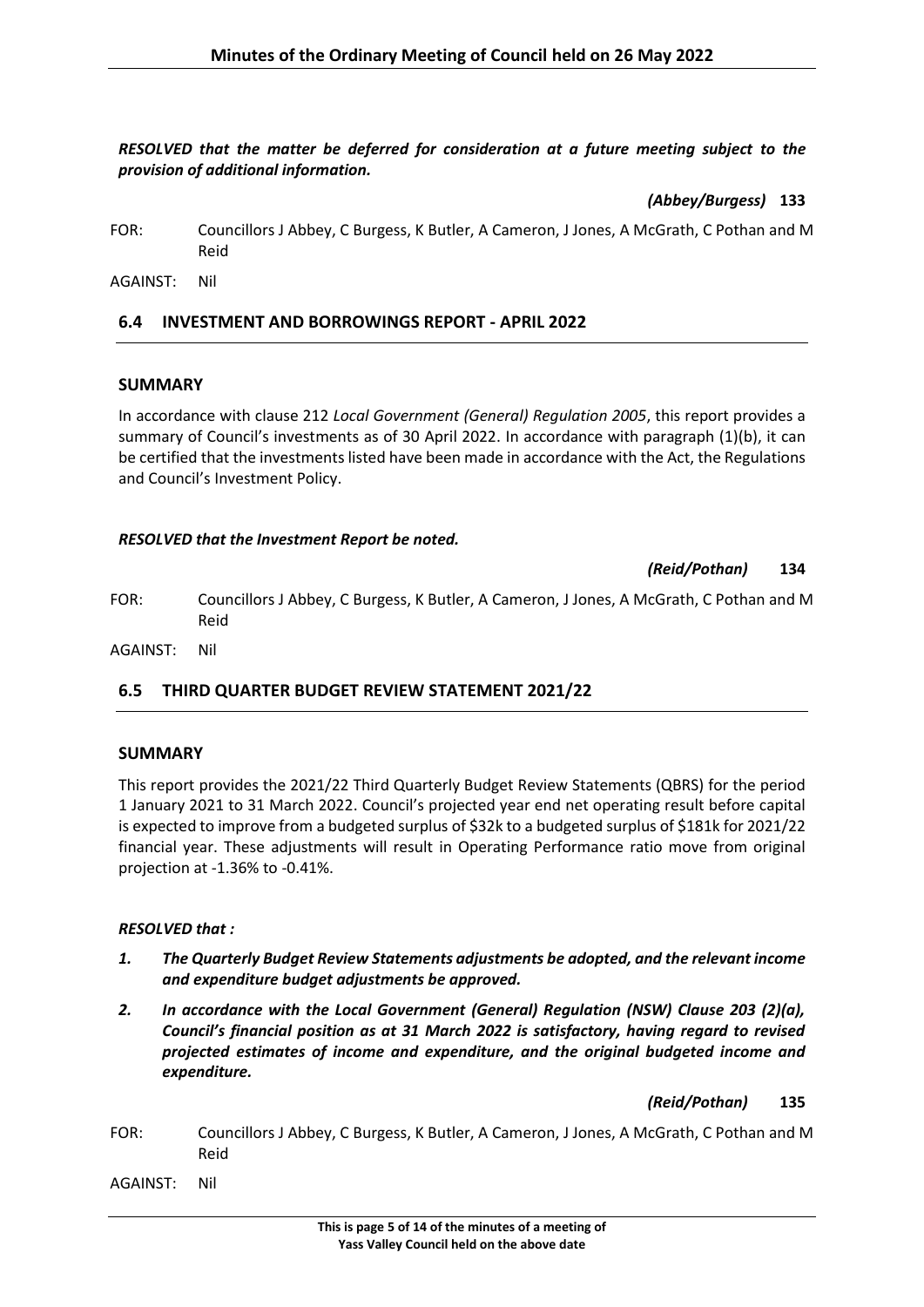***RESOLVED that the matter be deferred for consideration at a future meeting subject to the provision of additional information.***

***(Abbey/Burgess)*** **133**

FOR: Councillors J Abbey, C Burgess, K Butler, A Cameron, J Jones, A McGrath, C Pothan and M Reid

AGAINST: Nil

## 6.4 INVESTMENT AND BORROWINGS REPORT - APRIL 2022

### SUMMARY

In accordance with clause 212 *Local Government (General) Regulation 2005*, this report provides a summary of Council's investments as of 30 April 2022. In accordance with paragraph (1)(b), it can be certified that the investments listed have been made in accordance with the Act, the Regulations and Council's Investment Policy.

***RESOLVED that the Investment Report be noted.***

***(Reid/Pothan)*** **134**

FOR: Councillors J Abbey, C Burgess, K Butler, A Cameron, J Jones, A McGrath, C Pothan and M Reid

AGAINST: Nil

## 6.5 THIRD QUARTER BUDGET REVIEW STATEMENT 2021/22

### SUMMARY

This report provides the 2021/22 Third Quarterly Budget Review Statements (QBRS) for the period 1 January 2021 to 31 March 2022. Council's projected year end net operating result before capital is expected to improve from a budgeted surplus of $32k to a budgeted surplus of $181k for 2021/22 financial year. These adjustments will result in Operating Performance ratio move from original projection at -1.36% to -0.41%.

***RESOLVED that :***

1. ***The Quarterly Budget Review Statements adjustments be adopted, and the relevant income and expenditure budget adjustments be approved.***
2. ***In accordance with the Local Government (General) Regulation (NSW) Clause 203 (2)(a), Council's financial position as at 31 March 2022 is satisfactory, having regard to revised projected estimates of income and expenditure, and the original budgeted income and expenditure.***

***(Reid/Pothan)*** **135**

FOR: Councillors J Abbey, C Burgess, K Butler, A Cameron, J Jones, A McGrath, C Pothan and M Reid

AGAINST: Nil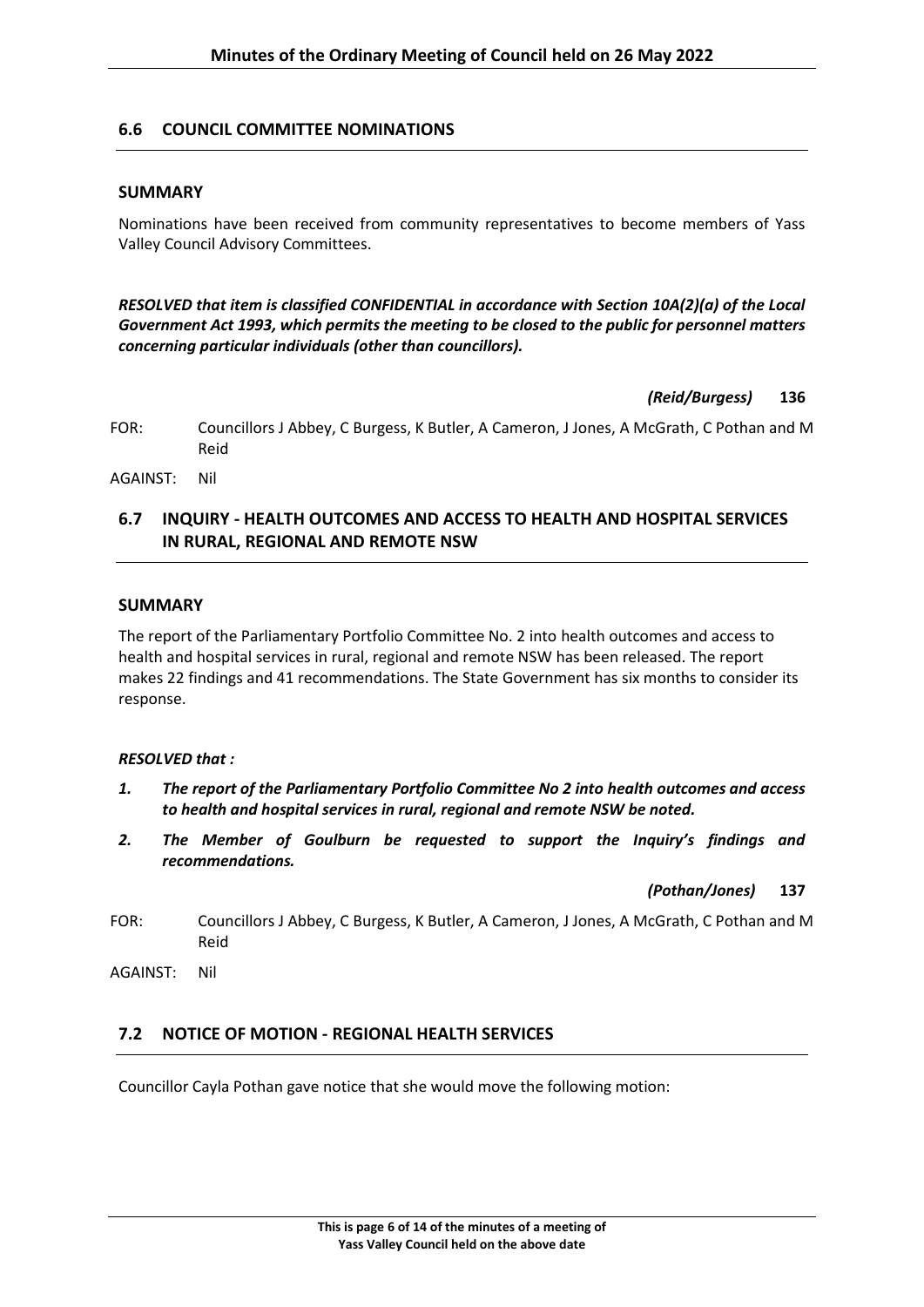## 6.6 COUNCIL COMMITTEE NOMINATIONS

### SUMMARY

Nominations have been received from community representatives to become members of Yass Valley Council Advisory Committees.

***RESOLVED that item is classified CONFIDENTIAL in accordance with Section 10A(2)(a) of the Local Government Act 1993, which permits the meeting to be closed to the public for personnel matters concerning particular individuals (other than councillors).***

***(Reid/Burgess)*** **136**

FOR: Councillors J Abbey, C Burgess, K Butler, A Cameron, J Jones, A McGrath, C Pothan and M Reid

AGAINST: Nil

## 6.7 INQUIRY - HEALTH OUTCOMES AND ACCESS TO HEALTH AND HOSPITAL SERVICES IN RURAL, REGIONAL AND REMOTE NSW

### SUMMARY

The report of the Parliamentary Portfolio Committee No. 2 into health outcomes and access to health and hospital services in rural, regional and remote NSW has been released. The report makes 22 findings and 41 recommendations. The State Government has six months to consider its response.

***RESOLVED that :***

1. ***The report of the Parliamentary Portfolio Committee No 2 into health outcomes and access to health and hospital services in rural, regional and remote NSW be noted.***
2. ***The Member of Goulburn be requested to support the Inquiry's findings and recommendations.***

***(Pothan/Jones)*** **137**

FOR: Councillors J Abbey, C Burgess, K Butler, A Cameron, J Jones, A McGrath, C Pothan and M Reid

AGAINST: Nil

## 7.2 NOTICE OF MOTION - REGIONAL HEALTH SERVICES

Councillor Cayla Pothan gave notice that she would move the following motion: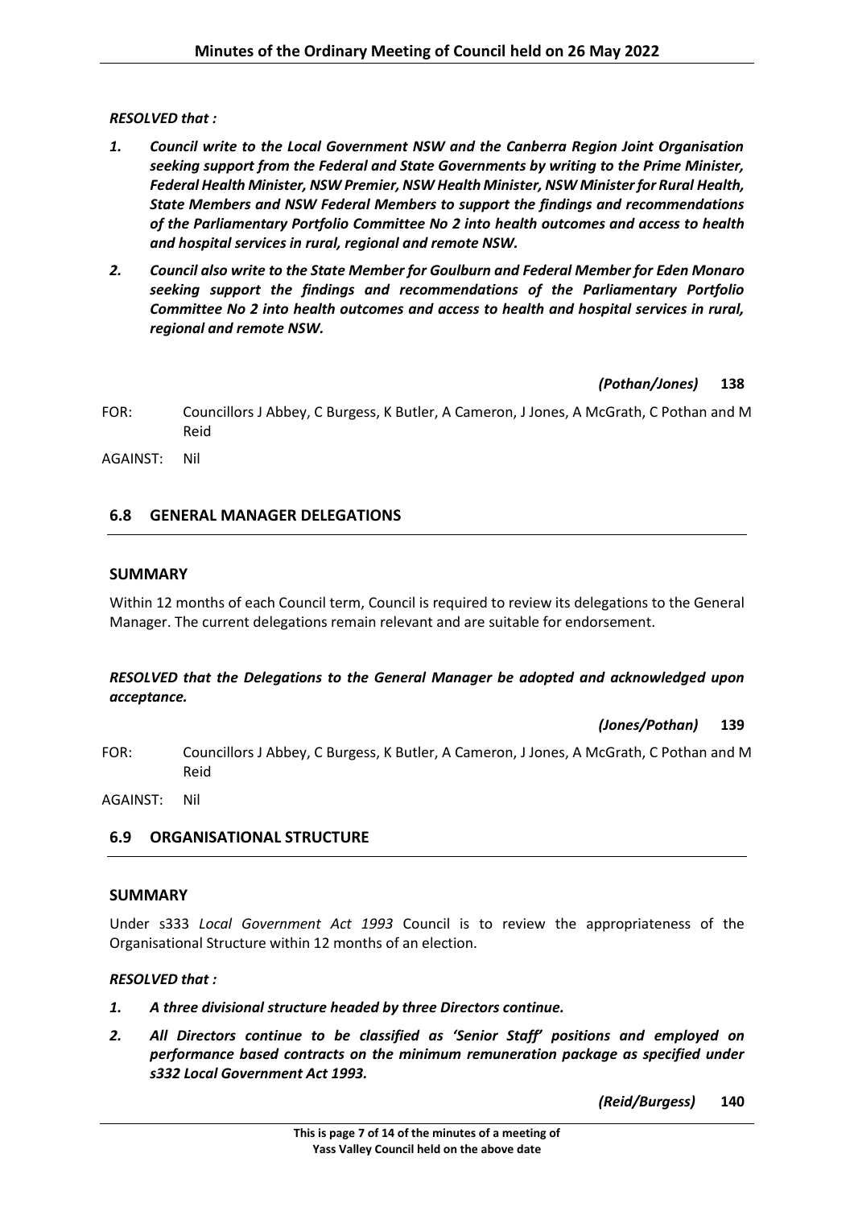***RESOLVED that :***

1. ***Council write to the Local Government NSW and the Canberra Region Joint Organisation seeking support from the Federal and State Governments by writing to the Prime Minister, Federal Health Minister, NSW Premier, NSW Health Minister, NSW Minister for Rural Health, State Members and NSW Federal Members to support the findings and recommendations of the Parliamentary Portfolio Committee No 2 into health outcomes and access to health and hospital services in rural, regional and remote NSW.***
2. ***Council also write to the State Member for Goulburn and Federal Member for Eden Monaro seeking support the findings and recommendations of the Parliamentary Portfolio Committee No 2 into health outcomes and access to health and hospital services in rural, regional and remote NSW.***

***(Pothan/Jones)*** **138**

FOR: Councillors J Abbey, C Burgess, K Butler, A Cameron, J Jones, A McGrath, C Pothan and M Reid

AGAINST: Nil

## 6.8 GENERAL MANAGER DELEGATIONS

### SUMMARY

Within 12 months of each Council term, Council is required to review its delegations to the General Manager. The current delegations remain relevant and are suitable for endorsement.

***RESOLVED that the Delegations to the General Manager be adopted and acknowledged upon acceptance.***

***(Jones/Pothan)*** **139**

FOR: Councillors J Abbey, C Burgess, K Butler, A Cameron, J Jones, A McGrath, C Pothan and M Reid

AGAINST: Nil

## 6.9 ORGANISATIONAL STRUCTURE

### SUMMARY

Under s333 *Local Government Act 1993* Council is to review the appropriateness of the Organisational Structure within 12 months of an election.

***RESOLVED that :***

1. ***A three divisional structure headed by three Directors continue.***
2. ***All Directors continue to be classified as 'Senior Staff' positions and employed on performance based contracts on the minimum remuneration package as specified under s332 Local Government Act 1993.***

***(Reid/Burgess)*** **140**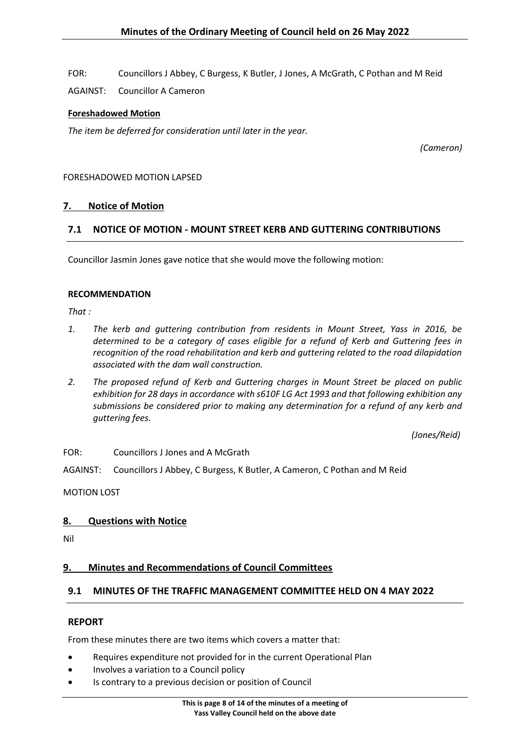FOR: Councillors J Abbey, C Burgess, K Butler, J Jones, A McGrath, C Pothan and M Reid

AGAINST: Councillor A Cameron

**Foreshadowed Motion**

*The item be deferred for consideration until later in the year.*

*(Cameron)*

FORESHADOWED MOTION LAPSED

## 7. Notice of Motion

### 7.1 NOTICE OF MOTION - MOUNT STREET KERB AND GUTTERING CONTRIBUTIONS

Councillor Jasmin Jones gave notice that she would move the following motion:

**RECOMMENDATION**

*That :*

1. *The kerb and guttering contribution from residents in Mount Street, Yass in 2016, be determined to be a category of cases eligible for a refund of Kerb and Guttering fees in recognition of the road rehabilitation and kerb and guttering related to the road dilapidation associated with the dam wall construction.*
2. *The proposed refund of Kerb and Guttering charges in Mount Street be placed on public exhibition for 28 days in accordance with s610F LG Act 1993 and that following exhibition any submissions be considered prior to making any determination for a refund of any kerb and guttering fees.*

*(Jones/Reid)*

FOR: Councillors J Jones and A McGrath

AGAINST: Councillors J Abbey, C Burgess, K Butler, A Cameron, C Pothan and M Reid

MOTION LOST

## 8. Questions with Notice

Nil

## 9. Minutes and Recommendations of Council Committees

### 9.1 MINUTES OF THE TRAFFIC MANAGEMENT COMMITTEE HELD ON 4 MAY 2022

**REPORT**

From these minutes there are two items which covers a matter that:

- Requires expenditure not provided for in the current Operational Plan
- Involves a variation to a Council policy
- Is contrary to a previous decision or position of Council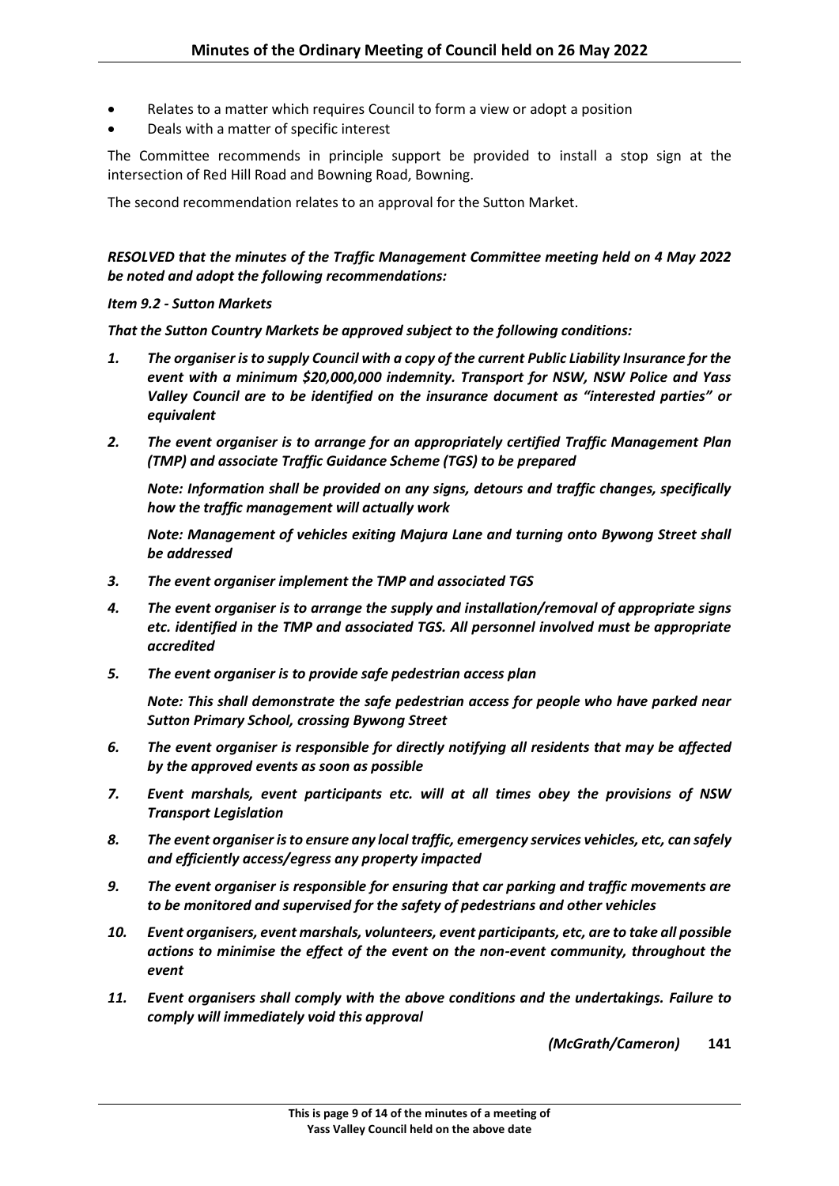- Relates to a matter which requires Council to form a view or adopt a position
- Deals with a matter of specific interest

The Committee recommends in principle support be provided to install a stop sign at the intersection of Red Hill Road and Bowning Road, Bowning.

The second recommendation relates to an approval for the Sutton Market.

***RESOLVED that the minutes of the Traffic Management Committee meeting held on 4 May 2022 be noted and adopt the following recommendations:***

***Item 9.2 - Sutton Markets***

***That the Sutton Country Markets be approved subject to the following conditions:***

1. ***The organiser is to supply Council with a copy of the current Public Liability Insurance for the event with a minimum $20,000,000 indemnity. Transport for NSW, NSW Police and Yass Valley Council are to be identified on the insurance document as "interested parties" or equivalent***
2. ***The event organiser is to arrange for an appropriately certified Traffic Management Plan (TMP) and associate Traffic Guidance Scheme (TGS) to be prepared***

   ***Note: Information shall be provided on any signs, detours and traffic changes, specifically how the traffic management will actually work***

   ***Note: Management of vehicles exiting Majura Lane and turning onto Bywong Street shall be addressed***
3. ***The event organiser implement the TMP and associated TGS***
4. ***The event organiser is to arrange the supply and installation/removal of appropriate signs etc. identified in the TMP and associated TGS. All personnel involved must be appropriate accredited***
5. ***The event organiser is to provide safe pedestrian access plan***

   ***Note: This shall demonstrate the safe pedestrian access for people who have parked near Sutton Primary School, crossing Bywong Street***
6. ***The event organiser is responsible for directly notifying all residents that may be affected by the approved events as soon as possible***
7. ***Event marshals, event participants etc. will at all times obey the provisions of NSW Transport Legislation***
8. ***The event organiser is to ensure any local traffic, emergency services vehicles, etc, can safely and efficiently access/egress any property impacted***
9. ***The event organiser is responsible for ensuring that car parking and traffic movements are to be monitored and supervised for the safety of pedestrians and other vehicles***
10. ***Event organisers, event marshals, volunteers, event participants, etc, are to take all possible actions to minimise the effect of the event on the non-event community, throughout the event***
11. ***Event organisers shall comply with the above conditions and the undertakings. Failure to comply will immediately void this approval***

***(McGrath/Cameron)*** **141**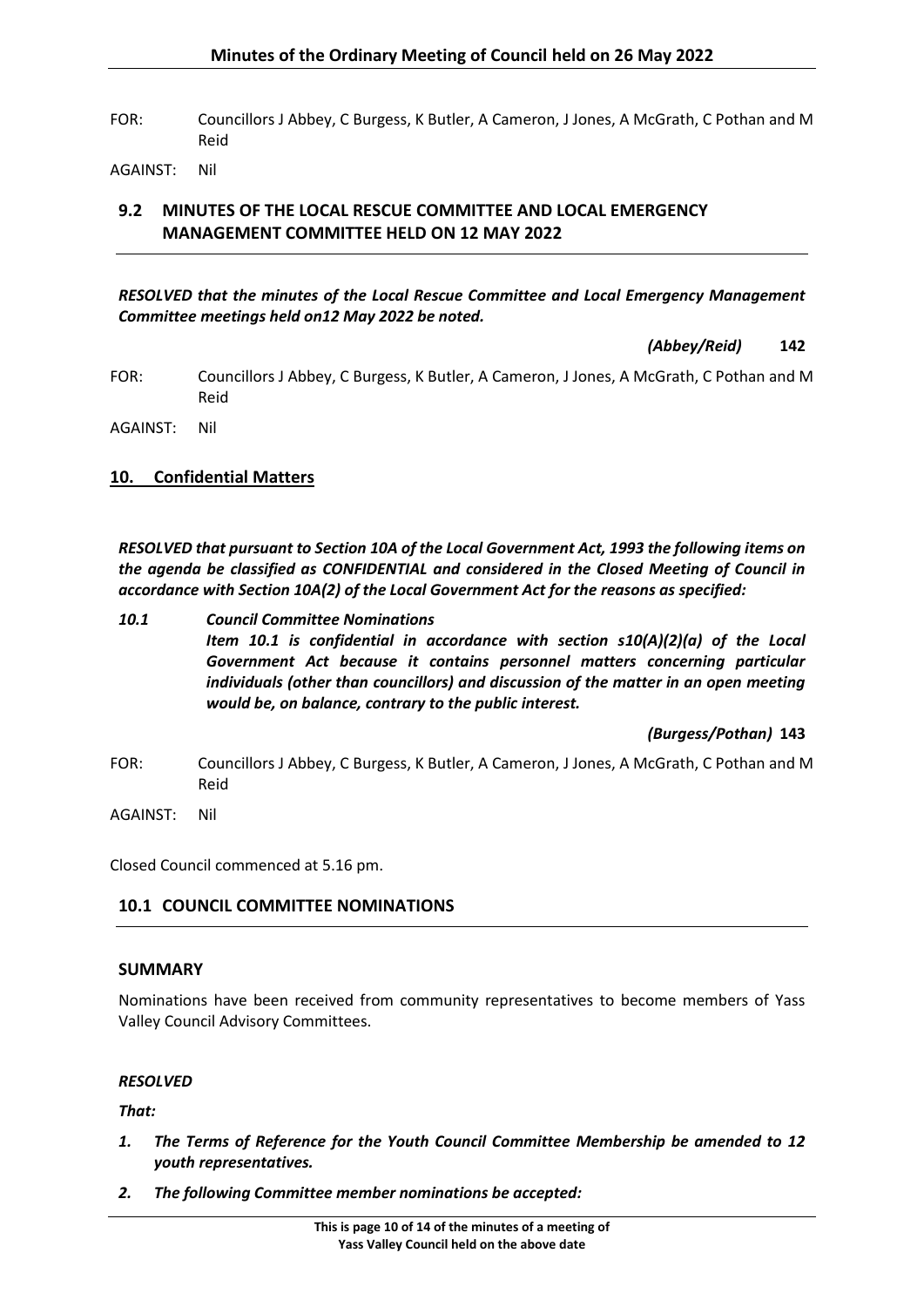FOR: Councillors J Abbey, C Burgess, K Butler, A Cameron, J Jones, A McGrath, C Pothan and M Reid

AGAINST: Nil

## 9.2 MINUTES OF THE LOCAL RESCUE COMMITTEE AND LOCAL EMERGENCY MANAGEMENT COMMITTEE HELD ON 12 MAY 2022

***RESOLVED that the minutes of the Local Rescue Committee and Local Emergency Management Committee meetings held on12 May 2022 be noted.***

***(Abbey/Reid)*** **142**

FOR: Councillors J Abbey, C Burgess, K Butler, A Cameron, J Jones, A McGrath, C Pothan and M Reid

AGAINST: Nil

## 10. Confidential Matters

***RESOLVED that pursuant to Section 10A of the Local Government Act, 1993 the following items on the agenda be classified as CONFIDENTIAL and considered in the Closed Meeting of Council in accordance with Section 10A(2) of the Local Government Act for the reasons as specified:***

***10.1 Council Committee Nominations***
***Item 10.1 is confidential in accordance with section s10(A)(2)(a) of the Local Government Act because it contains personnel matters concerning particular individuals (other than councillors) and discussion of the matter in an open meeting would be, on balance, contrary to the public interest.***

***(Burgess/Pothan)*** **143**

FOR: Councillors J Abbey, C Burgess, K Butler, A Cameron, J Jones, A McGrath, C Pothan and M Reid

AGAINST: Nil

Closed Council commenced at 5.16 pm.

## 10.1 COUNCIL COMMITTEE NOMINATIONS

### SUMMARY

Nominations have been received from community representatives to become members of Yass Valley Council Advisory Committees.

***RESOLVED***

***That:***

1. ***The Terms of Reference for the Youth Council Committee Membership be amended to 12 youth representatives.***
2. ***The following Committee member nominations be accepted:***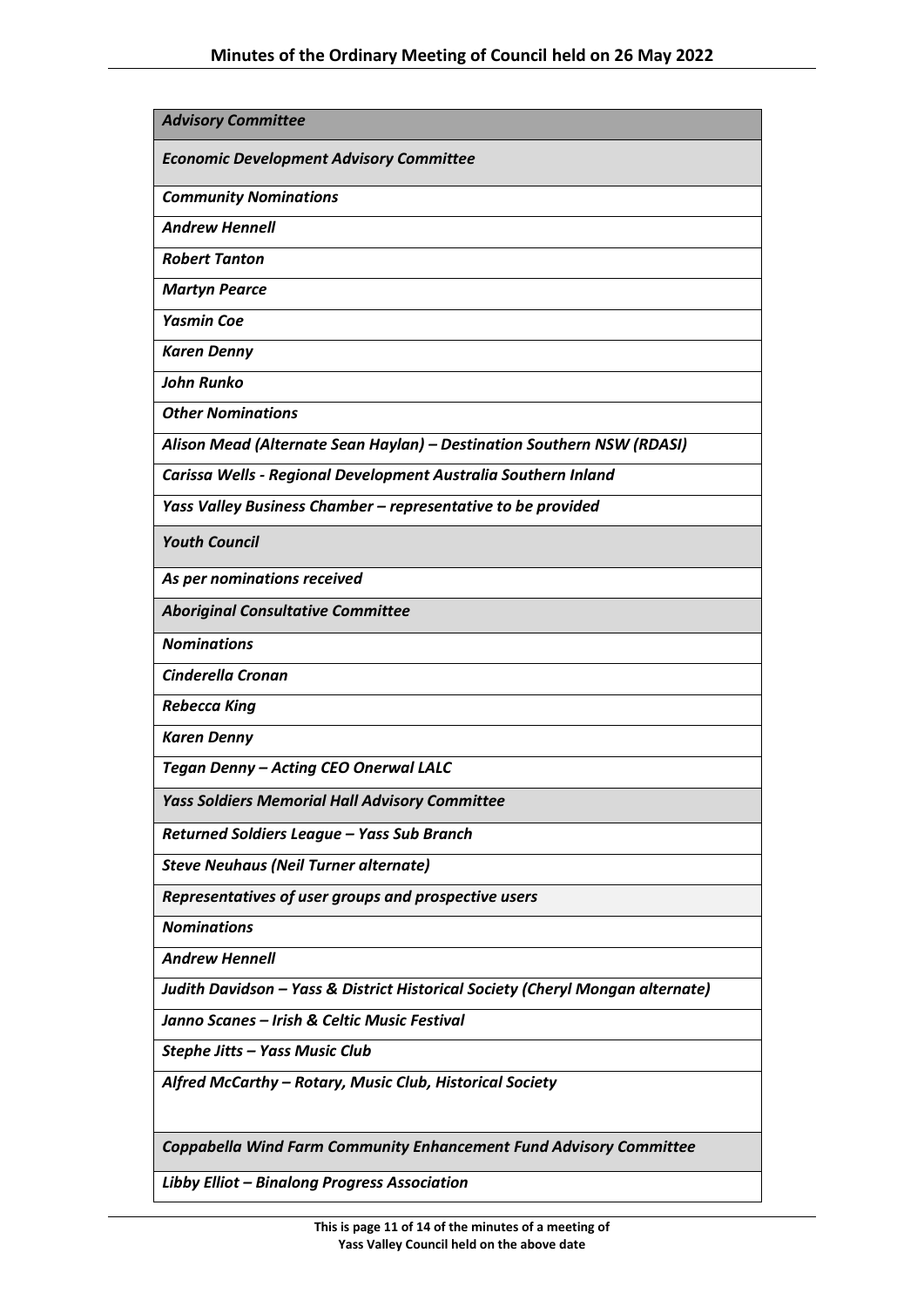| *Advisory Committee* |
|---|
| ***Economic Development Advisory Committee*** |
| ***Community Nominations*** |
| ***Andrew Hennell*** |
| ***Robert Tanton*** |
| ***Martyn Pearce*** |
| ***Yasmin Coe*** |
| ***Karen Denny*** |
| ***John Runko*** |
| ***Other Nominations*** |
| ***Alison Mead (Alternate Sean Haylan) – Destination Southern NSW (RDASI)*** |
| ***Carissa Wells - Regional Development Australia Southern Inland*** |
| ***Yass Valley Business Chamber – representative to be provided*** |
| ***Youth Council*** |
| ***As per nominations received*** |
| ***Aboriginal Consultative Committee*** |
| ***Nominations*** |
| ***Cinderella Cronan*** |
| ***Rebecca King*** |
| ***Karen Denny*** |
| ***Tegan Denny – Acting CEO Onerwal LALC*** |
| ***Yass Soldiers Memorial Hall Advisory Committee*** |
| ***Returned Soldiers League – Yass Sub Branch*** |
| ***Steve Neuhaus (Neil Turner alternate)*** |
| ***Representatives of user groups and prospective users*** |
| ***Nominations*** |
| ***Andrew Hennell*** |
| ***Judith Davidson – Yass & District Historical Society (Cheryl Mongan alternate)*** |
| ***Janno Scanes – Irish & Celtic Music Festival*** |
| ***Stephe Jitts – Yass Music Club*** |
| ***Alfred McCarthy – Rotary, Music Club, Historical Society*** |
| ***Coppabella Wind Farm Community Enhancement Fund Advisory Committee*** |
| ***Libby Elliot – Binalong Progress Association*** |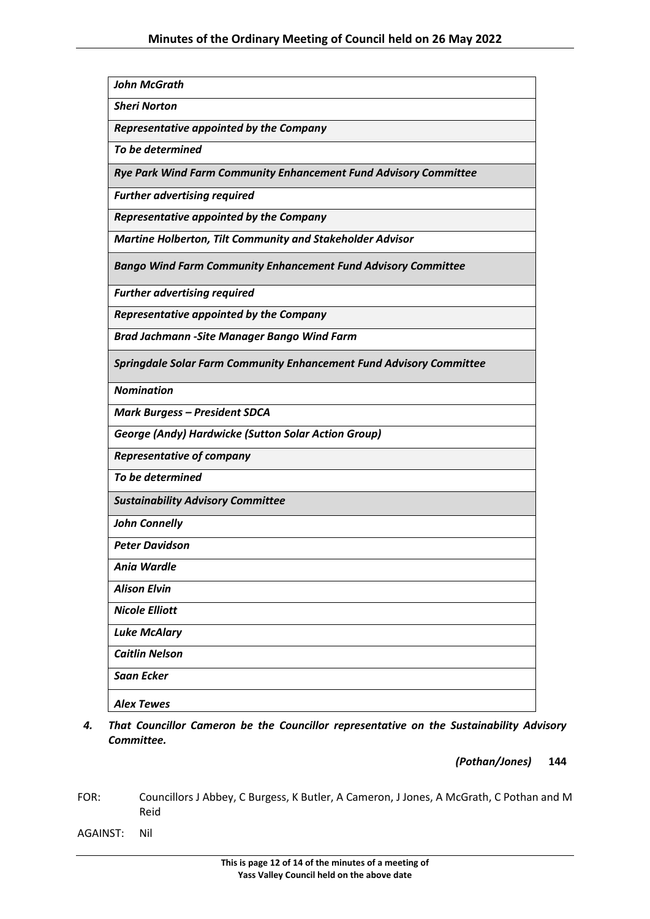| *John McGrath* |
|---|
| *Sheri Norton* |
| ***Representative appointed by the Company*** |
| *To be determined* |
| ***Rye Park Wind Farm Community Enhancement Fund Advisory Committee*** |
| *Further advertising required* |
| ***Representative appointed by the Company*** |
| *Martine Holberton, Tilt Community and Stakeholder Advisor* |
| ***Bango Wind Farm Community Enhancement Fund Advisory Committee*** |
| *Further advertising required* |
| ***Representative appointed by the Company*** |
| *Brad Jachmann -Site Manager Bango Wind Farm* |
| ***Springdale Solar Farm Community Enhancement Fund Advisory Committee*** |
| ***Nomination*** |
| *Mark Burgess – President SDCA* |
| *George (Andy) Hardwicke (Sutton Solar Action Group)* |
| ***Representative of company*** |
| *To be determined* |
| ***Sustainability Advisory Committee*** |
| *John Connelly* |
| *Peter Davidson* |
| *Ania Wardle* |
| *Alison Elvin* |
| *Nicole Elliott* |
| *Luke McAlary* |
| *Caitlin Nelson* |
| *Saan Ecker* |
| *Alex Tewes* |

4. ***That Councillor Cameron be the Councillor representative on the Sustainability Advisory Committee.***

***(Pothan/Jones)*** **144**

FOR: Councillors J Abbey, C Burgess, K Butler, A Cameron, J Jones, A McGrath, C Pothan and M Reid

AGAINST: Nil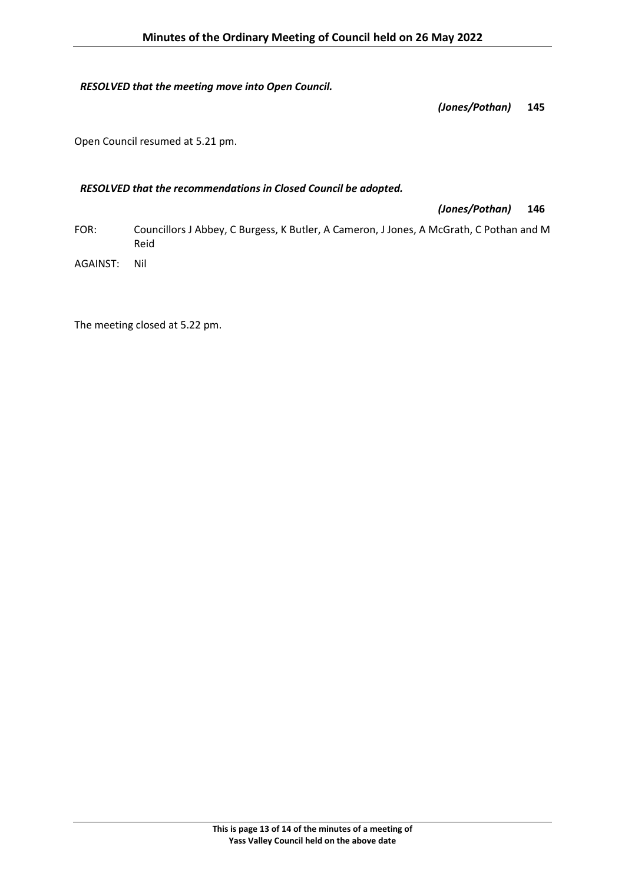***RESOLVED that the meeting move into Open Council.***

***(Jones/Pothan)*** **145**

Open Council resumed at 5.21 pm.

***RESOLVED that the recommendations in Closed Council be adopted.***

***(Jones/Pothan)*** **146**

FOR: Councillors J Abbey, C Burgess, K Butler, A Cameron, J Jones, A McGrath, C Pothan and M Reid

AGAINST: Nil

The meeting closed at 5.22 pm.